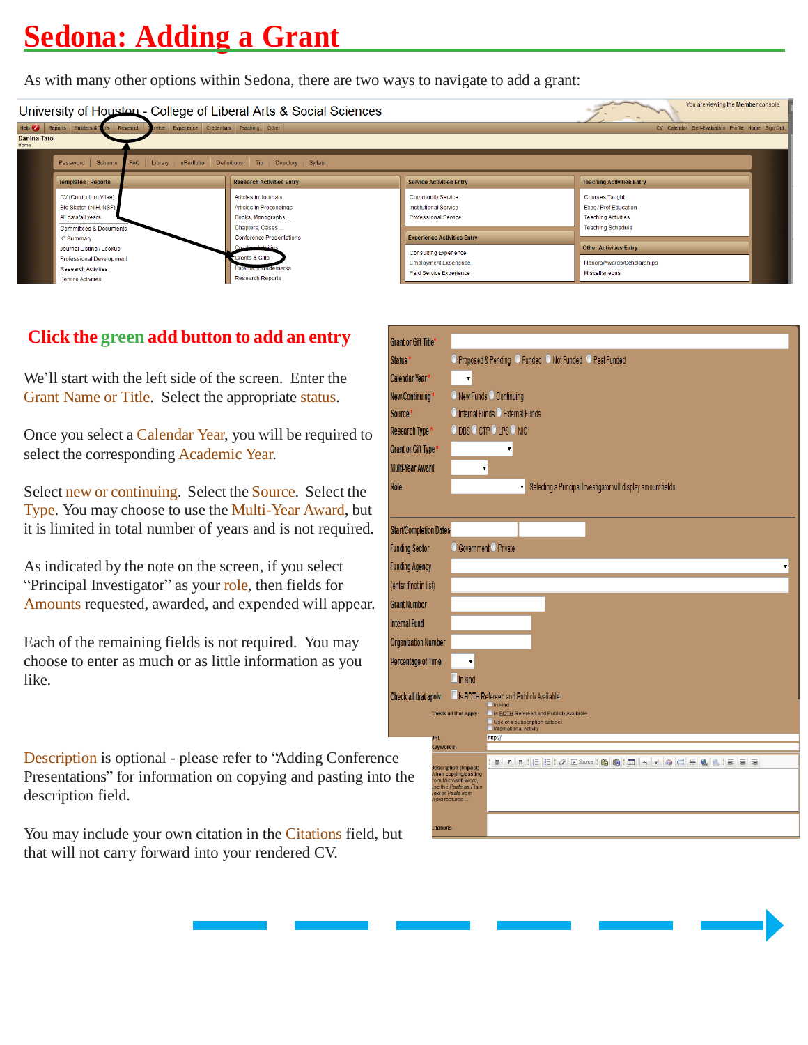# Sedona: Adding a Grant

As with many other options within Sedona, there are two ways to navigate to add a grant:

## Click the green add button to add an entry

We'll start with the left side of the screen. Enter the Grant Name or Title. Select the appropriate status.

Once you select a Calendar Year, you will be required to select the corresponding Academic Year.

Select new or continuing. Select the Source. Select the Type. You may choose to use the Multi-Year Award, but it is limited in total number of years and is not required.

As indicated by the note on the screen, if you select "Principal Investigator" as your role, then fields for Amounts requested, awarded, and expended will appear.

Each of the remaining fields is not required. You may choose to enter as much or as little information as you like.

Description is optional - please refer to "Adding Conference Presentations" for information on copying and pasting into the description field.

You may include your own citation in the Citations field, but that will not carry forward into your rendered CV.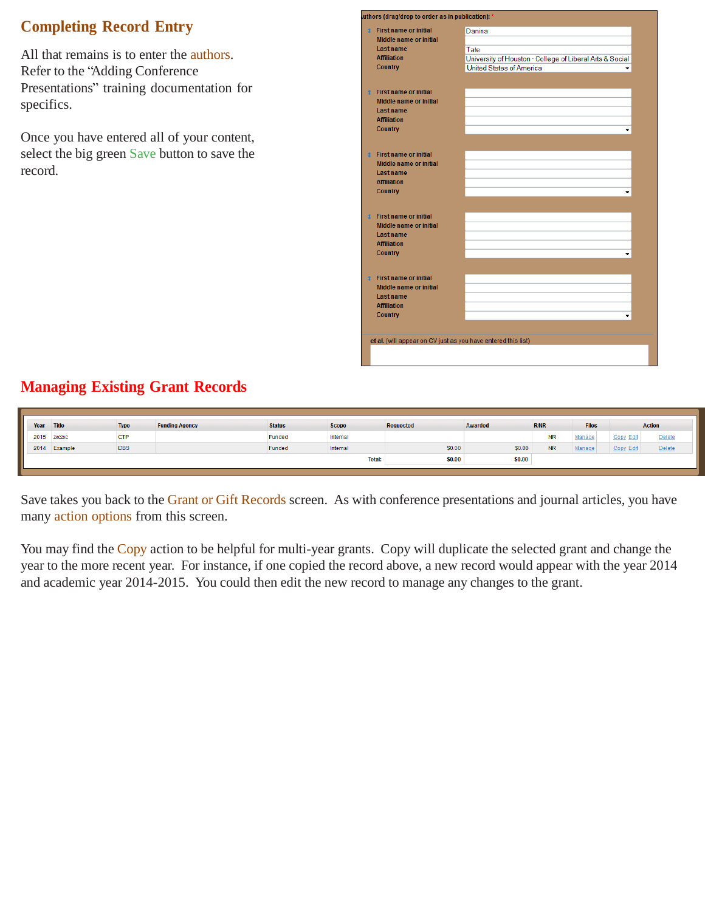## Completing Record Entry

All that remains is to enter the authors. Refer to the "Adding Conference Presentations" training documentation for specifics.

Once you have entered all of your content, select the big green Save button to save the record.

Authors (drag/drop to order as in publication): *

| | |
|---|---|
| First name or initial | Danina |
| Middle name or initial | |
| Last name | Tate |
| Affiliation | University of Houston - College of Liberal Arts & Social |
| Country | United States of America |
| First name or initial | |
| Middle name or initial | |
| Last name | |
| Affiliation | |
| Country | |
| First name or initial | |
| Middle name or initial | |
| Last name | |
| Affiliation | |
| Country | |
| First name or initial | |
| Middle name or initial | |
| Last name | |
| Affiliation | |
| Country | |
| First name or initial | |
| Middle name or initial | |
| Last name | |
| Affiliation | |
| Country | |

et al. (will appear on CV just as you have entered this list)

## Managing Existing Grant Records

| Year | Title | Type | Funding Agency | Status | Scope | Requested | Awarded | R/NR | Files | Action | |
|---|---|---|---|---|---|---|---|---|---|---|---|
| 2015 | zxczxc | CTP | | Funded | Internal | | | NR | Manage | Copy Edit | Delete |
| 2014 | Example | DBS | | Funded | Internal | $0.00 | $0.00 | NR | Manage | Copy Edit | Delete |
| | | | | | Total: | $0.00 | $0.00 | | | | |

Save takes you back to the Grant or Gift Records screen. As with conference presentations and journal articles, you have many action options from this screen.

You may find the Copy action to be helpful for multi-year grants. Copy will duplicate the selected grant and change the year to the more recent year. For instance, if one copied the record above, a new record would appear with the year 2014 and academic year 2014-2015. You could then edit the new record to manage any changes to the grant.